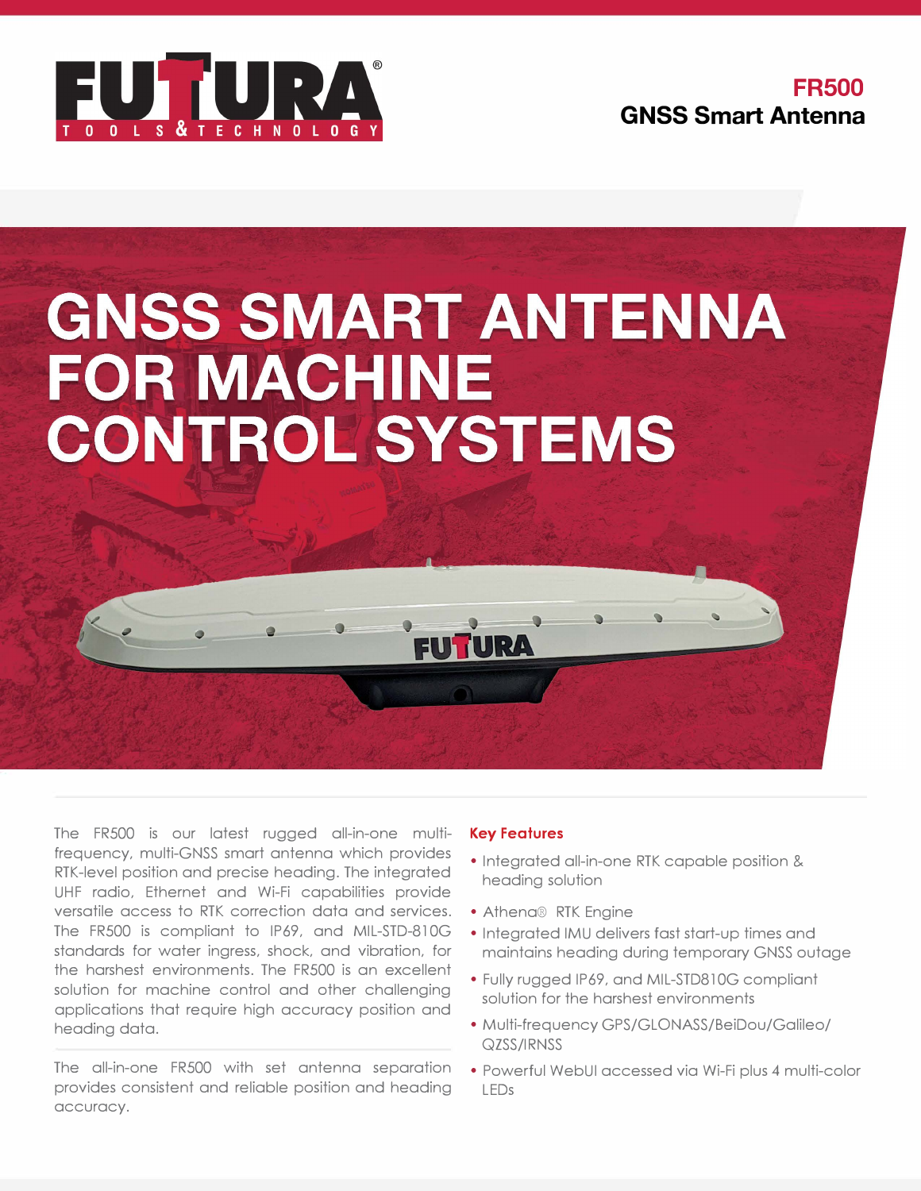**FR500**
**GNSS Smart Antenna**

# GNSS SMART ANTENNA FOR MACHINE CONTROL SYSTEMS

The FR500 is our latest rugged all-in-one multi-frequency, multi-GNSS smart antenna which provides RTK-level position and precise heading. The integrated UHF radio, Ethernet and Wi-Fi capabilities provide versatile access to RTK correction data and services. The FR500 is compliant to IP69, and MIL-STD-810G standards for water ingress, shock, and vibration, for the harshest environments. The FR500 is an excellent solution for machine control and other challenging applications that require high accuracy position and heading data.

The all-in-one FR500 with set antenna separation provides consistent and reliable position and heading accuracy.

## Key Features

- Integrated all-in-one RTK capable position & heading solution
- Athena® RTK Engine
- Integrated IMU delivers fast start-up times and maintains heading during temporary GNSS outage
- Fully rugged IP69, and MIL-STD810G compliant solution for the harshest environments
- Multi-frequency GPS/GLONASS/BeiDou/Galileo/QZSS/IRNSS
- Powerful WebUI accessed via Wi-Fi plus 4 multi-color LEDs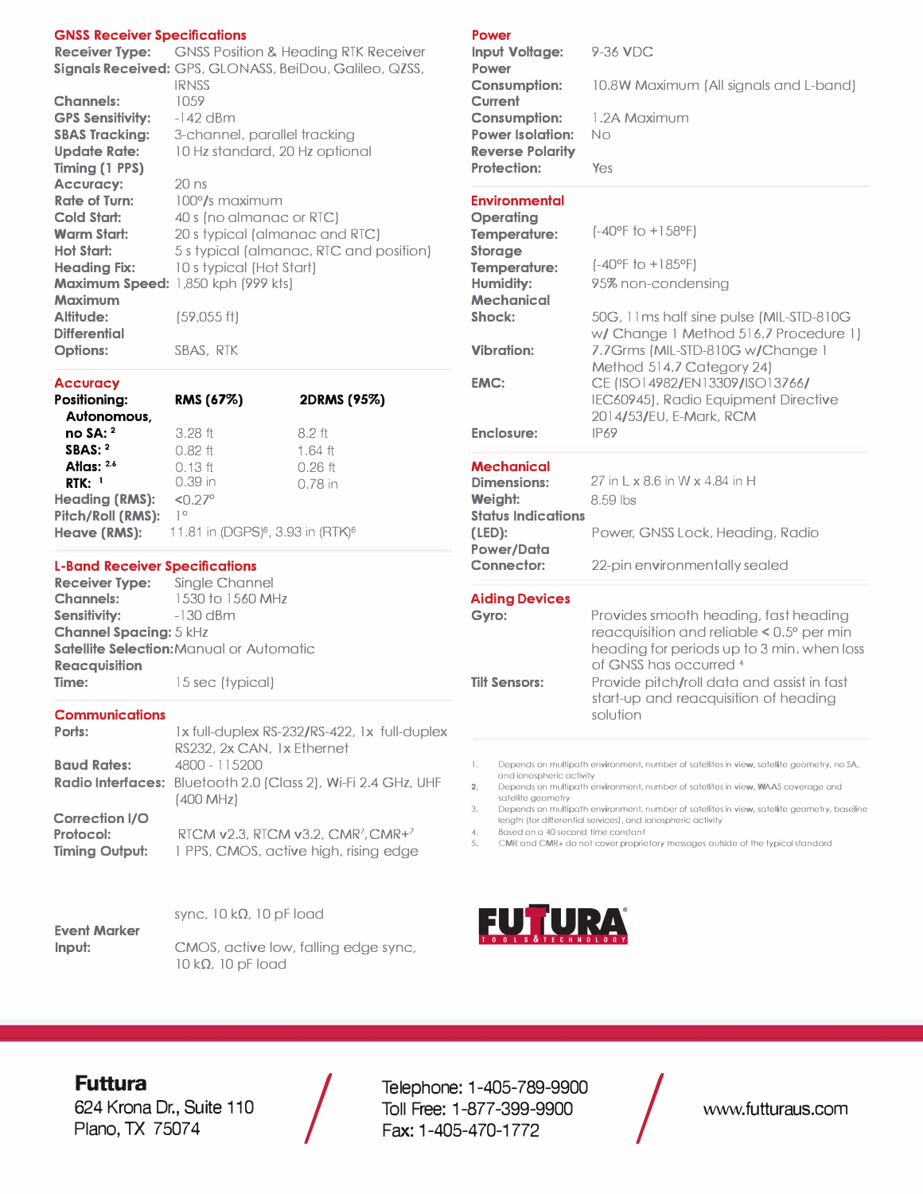## GNSS Receiver Specifications

| | |
|---|---|
| **Receiver Type:** | GNSS Position & Heading RTK Receiver |
| **Signals Received:** | GPS, GLONASS, BeiDou, Galileo, QZSS, IRNSS |
| **Channels:** | 1059 |
| **GPS Sensitivity:** | -142 dBm |
| **SBAS Tracking:** | 3-channel, parallel tracking |
| **Update Rate:** | 10 Hz standard, 20 Hz optional |
| **Timing (1 PPS) Accuracy:** | 20 ns |
| **Rate of Turn:** | 100°/s maximum |
| **Cold Start:** | 40 s (no almanac or RTC) |
| **Warm Start:** | 20 s typical (almanac and RTC) |
| **Hot Start:** | 5 s typical (almanac, RTC and position) |
| **Heading Fix:** | 10 s typical (Hot Start) |
| **Maximum Speed:** | 1,850 kph (999 kts) |
| **Maximum Altitude:** | (59,055 ft) |
| **Differential Options:** | SBAS, RTK |

## Accuracy

| **Positioning:** | **RMS (67%)** | **2DRMS (95%)** |
|---|---|---|
| **Autonomous, no SA:** [2] | 3.28 ft | 8.2 ft |
| **SBAS:** [2] | 0.82 ft | 1.64 ft |
| **Atlas:** [2,6] | 0.13 ft | 0.26 ft |
| **RTK:** [1] | 0.39 in | 0.78 in |
| **Heading (RMS):** | <0.27° | |
| **Pitch/Roll (RMS):** | 1° | |
| **Heave (RMS):** | 11.81 in (DGPS)[6], 3.93 in (RTK)[6] | |

## L-Band Receiver Specifications

| | |
|---|---|
| **Receiver Type:** | Single Channel |
| **Channels:** | 1530 to 1560 MHz |
| **Sensitivity:** | -130 dBm |
| **Channel Spacing:** | 5 kHz |
| **Satellite Selection:** | Manual or Automatic |
| **Reacquisition Time:** | 15 sec (typical) |

## Communications

| | |
|---|---|
| **Ports:** | 1x full-duplex RS-232/RS-422, 1x full-duplex RS232, 2x CAN, 1x Ethernet |
| **Baud Rates:** | 4800 - 115200 |
| **Radio Interfaces:** | Bluetooth 2.0 (Class 2), Wi-Fi 2.4 GHz, UHF (400 MHz) |
| **Correction I/O Protocol:** | RTCM v2.3, RTCM v3.2, CMR[7], CMR+[7] |
| **Timing Output:** | 1 PPS, CMOS, active high, rising edge sync, 10 kΩ, 10 pF load |
| **Event Marker Input:** | CMOS, active low, falling edge sync, 10 kΩ, 10 pF load |

## Power

| | |
|---|---|
| **Input Voltage:** | 9-36 VDC |
| **Power Consumption:** | 10.8W Maximum (All signals and L-band) |
| **Current Consumption:** | 1.2A Maximum |
| **Power Isolation:** | No |
| **Reverse Polarity Protection:** | Yes |

## Environmental

| | |
|---|---|
| **Operating Temperature:** | (-40°F to +158°F) |
| **Storage Temperature:** | (-40°F to +185°F) |
| **Humidity:** | 95% non-condensing |
| **Mechanical Shock:** | 50G, 11ms half sine pulse (MIL-STD-810G w/ Change 1 Method 516.7 Procedure 1) |
| **Vibration:** | 7.7Grms (MIL-STD-810G w/Change 1 Method 514.7 Category 24) |
| **EMC:** | CE (ISO14982/EN13309/ISO13766/IEC60945), Radio Equipment Directive 2014/53/EU, E-Mark, RCM |
| **Enclosure:** | IP69 |

## Mechanical

| | |
|---|---|
| **Dimensions:** | 27 in L x 8.6 in W x 4.84 in H |
| **Weight:** | 8.59 lbs |
| **Status Indications (LED):** | Power, GNSS Lock, Heading, Radio |
| **Power/Data Connector:** | 22-pin environmentally sealed |

## Aiding Devices

| | |
|---|---|
| **Gyro:** | Provides smooth heading, fast heading reacquisition and reliable < 0.5° per min heading for periods up to 3 min. when loss of GNSS has occurred [4] |
| **Tilt Sensors:** | Provide pitch/roll data and assist in fast start-up and reacquisition of heading solution |

1. Depends on multipath environment, number of satellites in view, satellite geometry, no SA, and ionospheric activity
2. Depends on multipath environment, number of satellites in view, WAAS coverage and satellite geometry
3. Depends on multipath environment, number of satellites in view, satellite geometry, baseline length (for differential services), and ionospheric activity
4. Based on a 40 second time constant
5. CMR and CMR+ do not cover proprietary messages outside of the typical standard

FUTURA® TOOLS & TECHNOLOGY

**Futtura**
624 Krona Dr., Suite 110
Plano, TX 75074

Telephone: 1-405-789-9900
Toll Free: 1-877-399-9900
Fax: 1-405-470-1772

www.futturaus.com